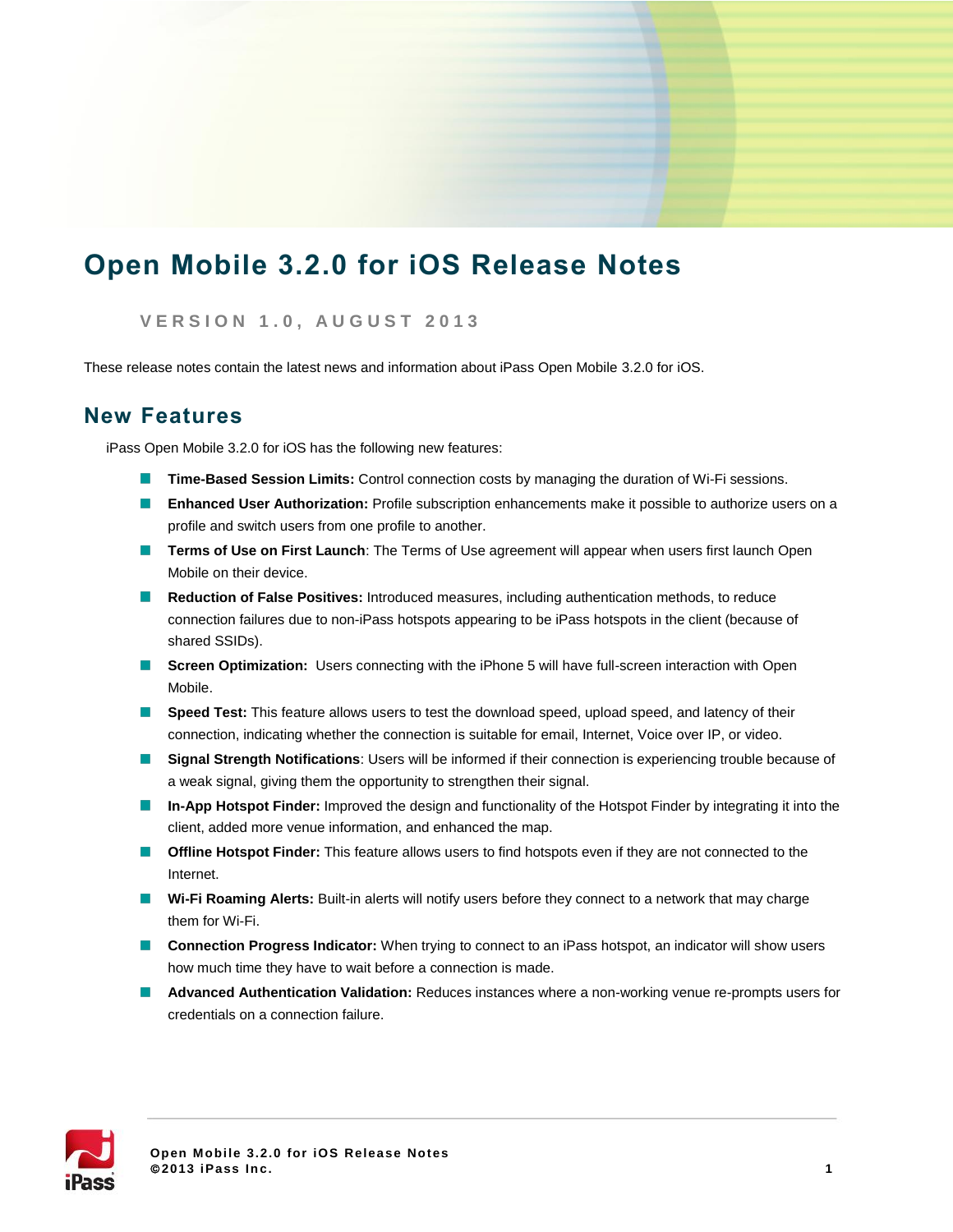# Open Mobile 3.2.0 for iOS Release Notes

VERSION 1.0, AUGUST 2013

These release notes contain the latest news and information about iPass Open Mobile 3.2.0 for iOS.

## New Features

iPass Open Mobile 3.2.0 for iOS has the following new features:

- **Time-Based Session Limits:** Control connection costs by managing the duration of Wi-Fi sessions.
- **Enhanced User Authorization:** Profile subscription enhancements make it possible to authorize users on a profile and switch users from one profile to another.
- **Terms of Use on First Launch**: The Terms of Use agreement will appear when users first launch Open Mobile on their device.
- **Reduction of False Positives:** Introduced measures, including authentication methods, to reduce connection failures due to non-iPass hotspots appearing to be iPass hotspots in the client (because of shared SSIDs).
- **Screen Optimization:** Users connecting with the iPhone 5 will have full-screen interaction with Open Mobile.
- **Speed Test:** This feature allows users to test the download speed, upload speed, and latency of their connection, indicating whether the connection is suitable for email, Internet, Voice over IP, or video.
- **Signal Strength Notifications**: Users will be informed if their connection is experiencing trouble because of a weak signal, giving them the opportunity to strengthen their signal.
- **In-App Hotspot Finder:** Improved the design and functionality of the Hotspot Finder by integrating it into the client, added more venue information, and enhanced the map.
- **Offline Hotspot Finder:** This feature allows users to find hotspots even if they are not connected to the Internet.
- **Wi-Fi Roaming Alerts:** Built-in alerts will notify users before they connect to a network that may charge them for Wi-Fi.
- **Connection Progress Indicator:** When trying to connect to an iPass hotspot, an indicator will show users how much time they have to wait before a connection is made.
- **Advanced Authentication Validation:** Reduces instances where a non-working venue re-prompts users for credentials on a connection failure.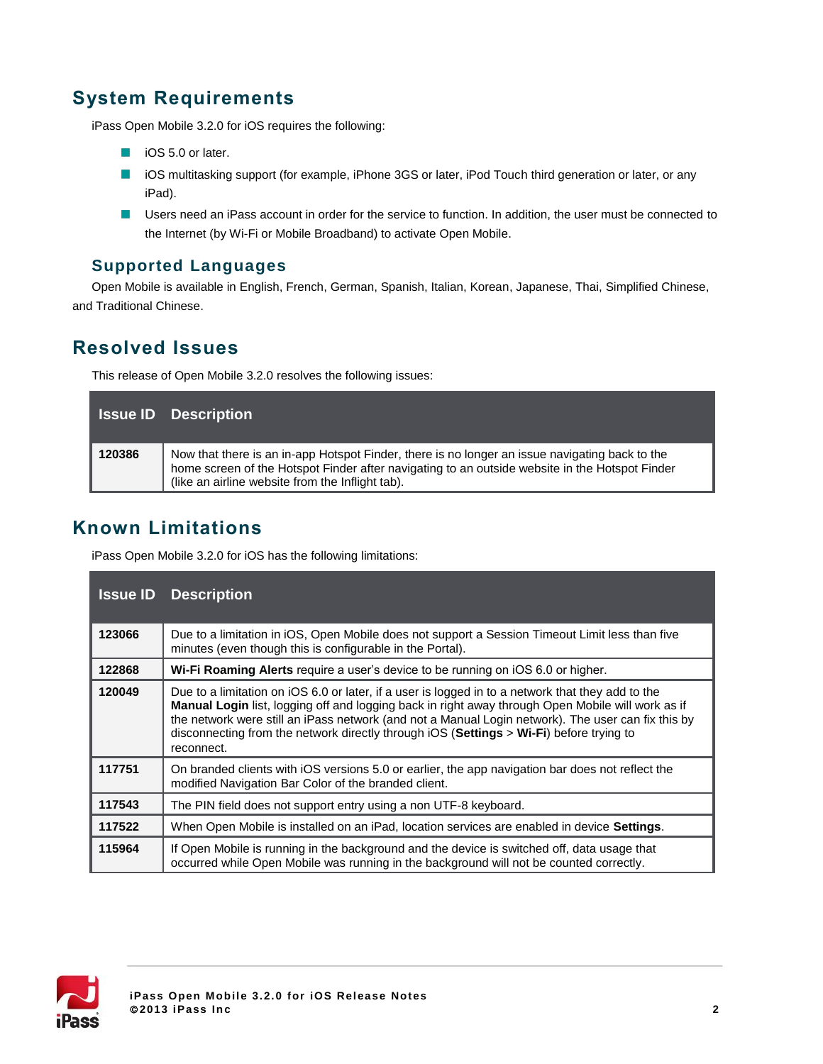## System Requirements

iPass Open Mobile 3.2.0 for iOS requires the following:

- iOS 5.0 or later.
- iOS multitasking support (for example, iPhone 3GS or later, iPod Touch third generation or later, or any iPad).
- Users need an iPass account in order for the service to function. In addition, the user must be connected to the Internet (by Wi-Fi or Mobile Broadband) to activate Open Mobile.

### Supported Languages

Open Mobile is available in English, French, German, Spanish, Italian, Korean, Japanese, Thai, Simplified Chinese, and Traditional Chinese.

## Resolved Issues

This release of Open Mobile 3.2.0 resolves the following issues:

| Issue ID | Description |
|---|---|
| **120386** | Now that there is an in-app Hotspot Finder, there is no longer an issue navigating back to the home screen of the Hotspot Finder after navigating to an outside website in the Hotspot Finder (like an airline website from the Inflight tab). |

## Known Limitations

iPass Open Mobile 3.2.0 for iOS has the following limitations:

| Issue ID | Description |
|---|---|
| **123066** | Due to a limitation in iOS, Open Mobile does not support a Session Timeout Limit less than five minutes (even though this is configurable in the Portal). |
| **122868** | **Wi-Fi Roaming Alerts** require a user's device to be running on iOS 6.0 or higher. |
| **120049** | Due to a limitation on iOS 6.0 or later, if a user is logged in to a network that they add to the **Manual Login** list, logging off and logging back in right away through Open Mobile will work as if the network were still an iPass network (and not a Manual Login network). The user can fix this by disconnecting from the network directly through iOS (**Settings** > **Wi-Fi**) before trying to reconnect. |
| **117751** | On branded clients with iOS versions 5.0 or earlier, the app navigation bar does not reflect the modified Navigation Bar Color of the branded client. |
| **117543** | The PIN field does not support entry using a non UTF-8 keyboard. |
| **117522** | When Open Mobile is installed on an iPad, location services are enabled in device **Settings**. |
| **115964** | If Open Mobile is running in the background and the device is switched off, data usage that occurred while Open Mobile was running in the background will not be counted correctly. |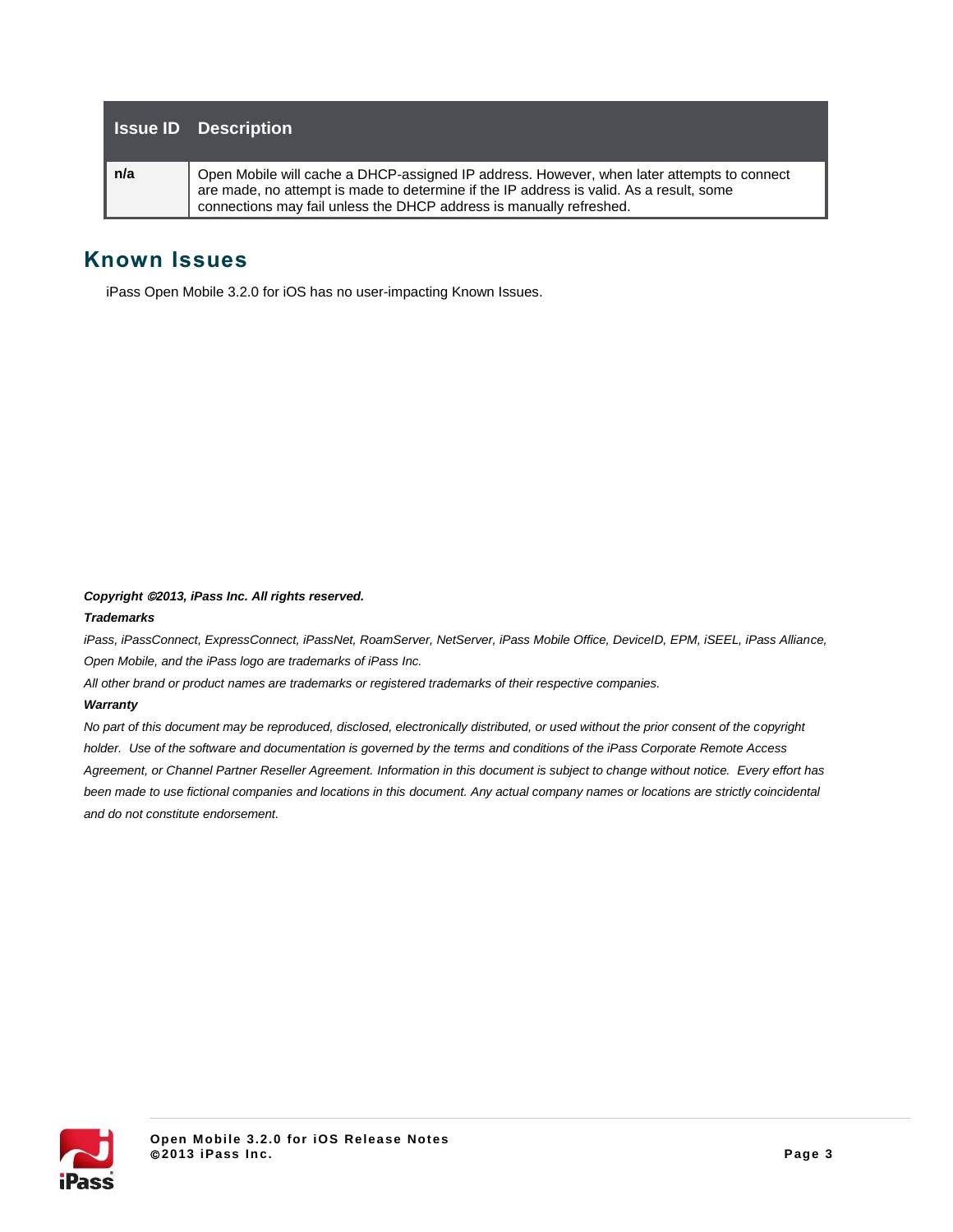| Issue ID | Description |
|---|---|
| n/a | Open Mobile will cache a DHCP-assigned IP address. However, when later attempts to connect are made, no attempt is made to determine if the IP address is valid. As a result, some connections may fail unless the DHCP address is manually refreshed. |

## Known Issues

iPass Open Mobile 3.2.0 for iOS has no user-impacting Known Issues.

***Copyright ©2013, iPass Inc. All rights reserved.***

***Trademarks***

*iPass, iPassConnect, ExpressConnect, iPassNet, RoamServer, NetServer, iPass Mobile Office, DeviceID, EPM, iSEEL, iPass Alliance, Open Mobile, and the iPass logo are trademarks of iPass Inc.*

*All other brand or product names are trademarks or registered trademarks of their respective companies.*

***Warranty***

*No part of this document may be reproduced, disclosed, electronically distributed, or used without the prior consent of the copyright holder. Use of the software and documentation is governed by the terms and conditions of the iPass Corporate Remote Access Agreement, or Channel Partner Reseller Agreement. Information in this document is subject to change without notice. Every effort has been made to use fictional companies and locations in this document. Any actual company names or locations are strictly coincidental and do not constitute endorsement.*